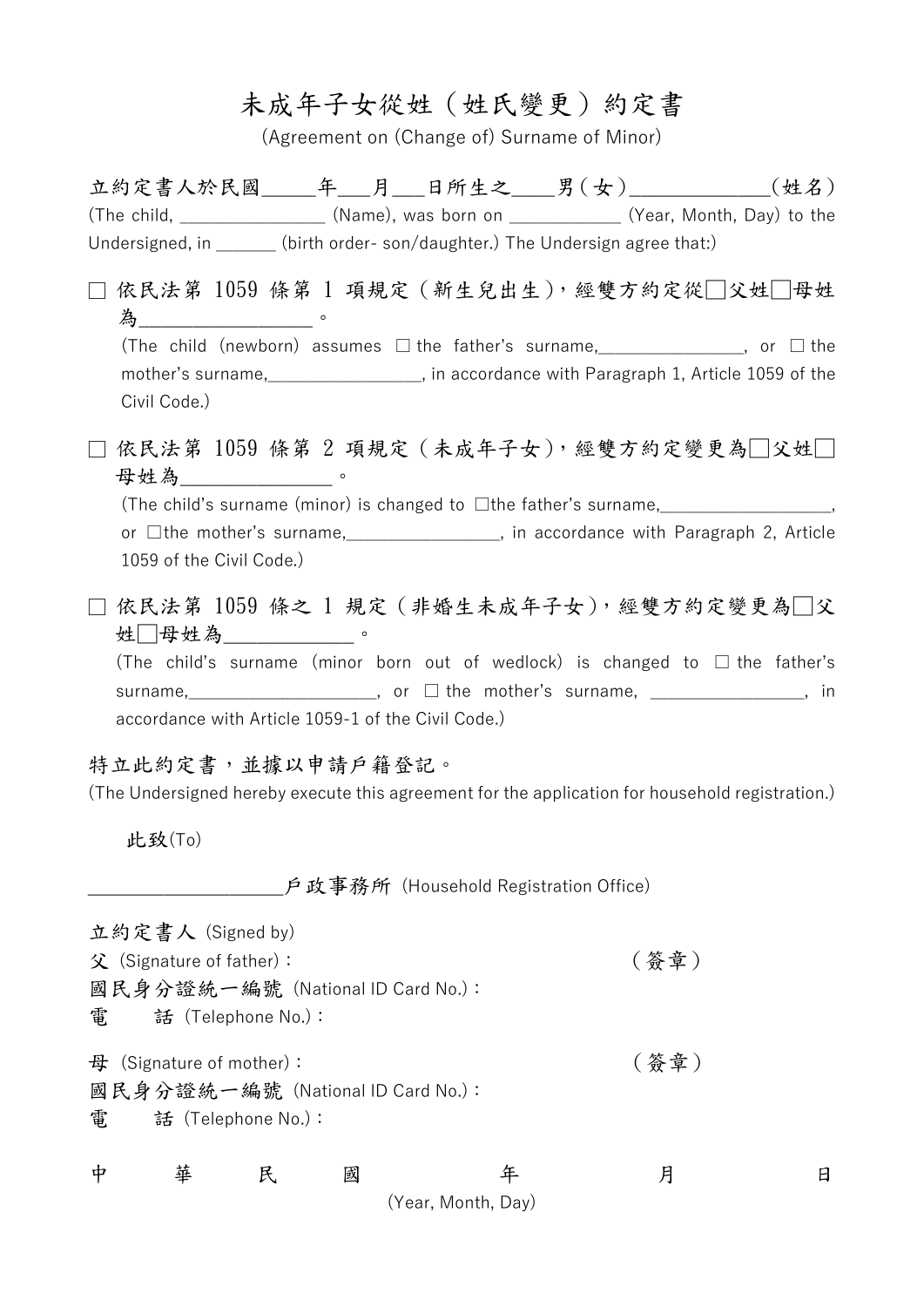# 未成年子女從姓（姓氏變更）約定書

(Agreement on (Change of) Surname of Minor)

立約定書人於民國_____年___月___日所生之____男（女）_____________（姓名）
(The child, _______________ (Name), was born on ____________ (Year, Month, Day) to the Undersigned, in ______ (birth order- son/daughter.) The Undersign agree that:)

□ 依民法第 1059 條第 1 項規定（新生兒出生），經雙方約定從□父姓□母姓為_________________。
(The child (newborn) assumes □ the father's surname,_______________, or □ the mother's surname,________________, in accordance with Paragraph 1, Article 1059 of the Civil Code.)

□ 依民法第 1059 條第 2 項規定（未成年子女），經雙方約定變更為□父姓□母姓為_______________。
(The child's surname (minor) is changed to □the father's surname,__________________, or □the mother's surname,________________, in accordance with Paragraph 2, Article 1059 of the Civil Code.)

□ 依民法第 1059 條之 1 規定（非婚生未成年子女），經雙方約定變更為□父姓□母姓為_____________。
(The child's surname (minor born out of wedlock) is changed to □ the father's surname,____________________, or □ the mother's surname, ________________, in accordance with Article 1059-1 of the Civil Code.)

特立此約定書，並據以申請戶籍登記。
(The Undersigned hereby execute this agreement for the application for household registration.)

此致(To)

____________________戶政事務所 (Household Registration Office)

立約定書人 (Signed by)

父 (Signature of father)：　　　　　　　　　　　　（簽章）
國民身分證統一編號 (National ID Card No.)：
電　　話 (Telephone No.)：

母 (Signature of mother)：　　　　　　　　　　　　（簽章）
國民身分證統一編號 (National ID Card No.)：
電　　話 (Telephone No.)：

中　華　民　國　　　年　　　月　　　日
(Year, Month, Day)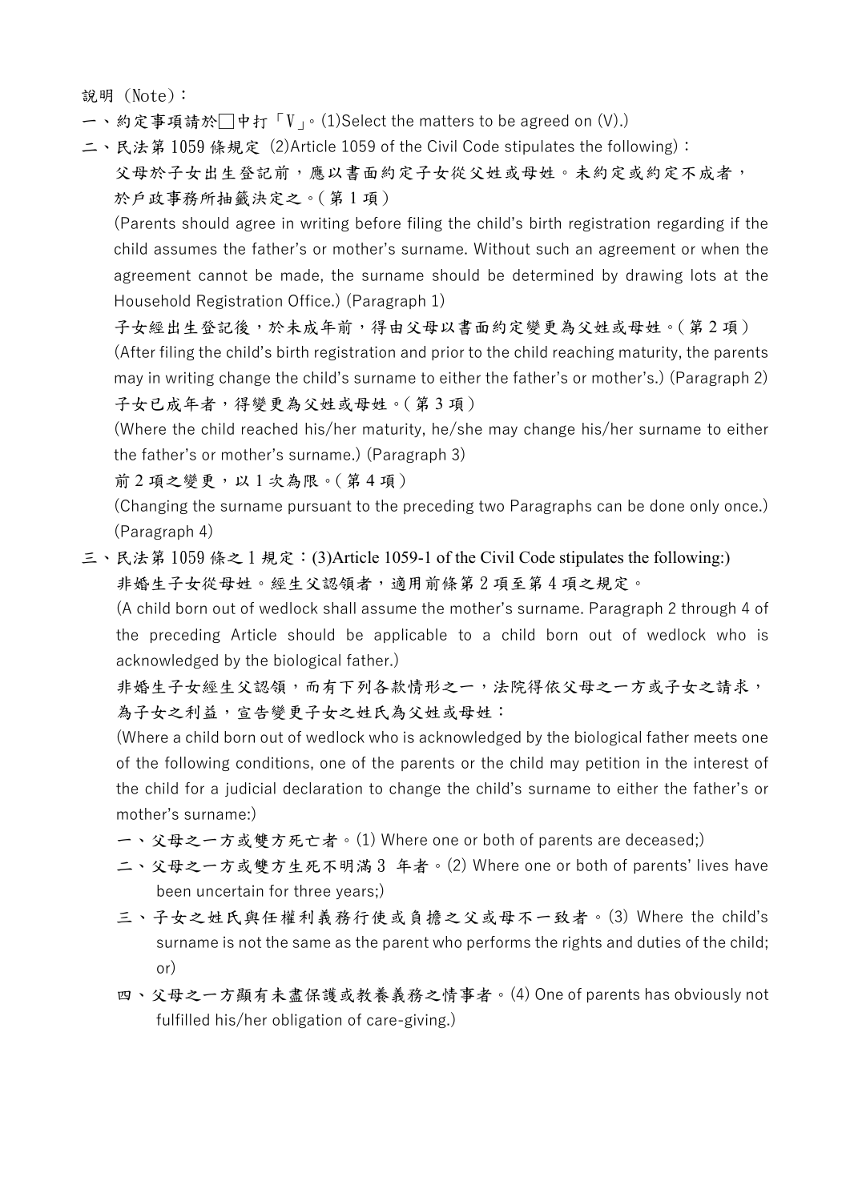說明 (Note)：

一、約定事項請於□中打「V」。(1)Select the matters to be agreed on (V).)

二、民法第 1059 條規定 (2)Article 1059 of the Civil Code stipulates the following)：

父母於子女出生登記前，應以書面約定子女從父姓或母姓。未約定或約定不成者，於戶政事務所抽籤決定之。(第 1 項)

(Parents should agree in writing before filing the child's birth registration regarding if the child assumes the father's or mother's surname. Without such an agreement or when the agreement cannot be made, the surname should be determined by drawing lots at the Household Registration Office.) (Paragraph 1)

子女經出生登記後，於未成年前，得由父母以書面約定變更為父姓或母姓。(第 2 項)

(After filing the child's birth registration and prior to the child reaching maturity, the parents may in writing change the child's surname to either the father's or mother's.) (Paragraph 2)

子女已成年者，得變更為父姓或母姓。(第 3 項)

(Where the child reached his/her maturity, he/she may change his/her surname to either the father's or mother's surname.) (Paragraph 3)

前 2 項之變更，以 1 次為限。(第 4 項)

(Changing the surname pursuant to the preceding two Paragraphs can be done only once.) (Paragraph 4)

三、民法第 1059 條之 1 規定：(3)Article 1059-1 of the Civil Code stipulates the following:)

非婚生子女從母姓。經生父認領者，適用前條第 2 項至第 4 項之規定。

(A child born out of wedlock shall assume the mother's surname. Paragraph 2 through 4 of the preceding Article should be applicable to a child born out of wedlock who is acknowledged by the biological father.)

非婚生子女經生父認領，而有下列各款情形之一，法院得依父母之一方或子女之請求，為子女之利益，宣告變更子女之姓氏為父姓或母姓：

(Where a child born out of wedlock who is acknowledged by the biological father meets one of the following conditions, one of the parents or the child may petition in the interest of the child for a judicial declaration to change the child's surname to either the father's or mother's surname:)

一、父母之一方或雙方死亡者。(1) Where one or both of parents are deceased;)

二、父母之一方或雙方生死不明滿 3 年者。(2) Where one or both of parents' lives have been uncertain for three years;)

三、子女之姓氏與任權利義務行使或負擔之父或母不一致者。(3) Where the child's surname is not the same as the parent who performs the rights and duties of the child; or)

四、父母之一方顯有未盡保護或教養義務之情事者。(4) One of parents has obviously not fulfilled his/her obligation of care-giving.)